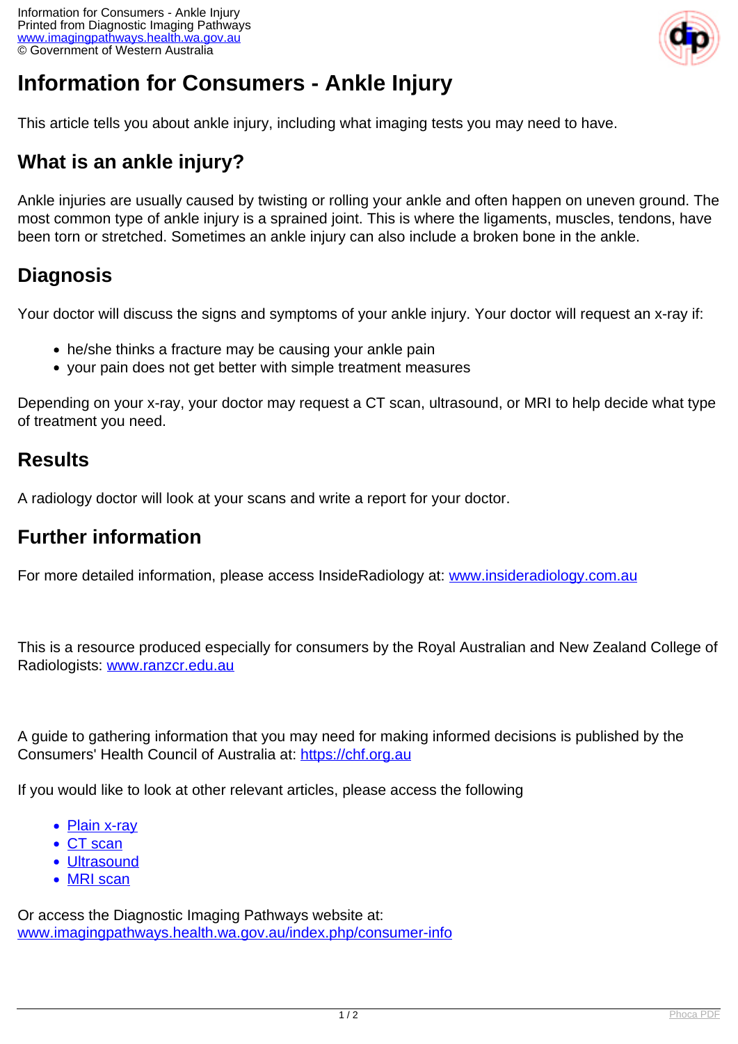# Information for Consumers - Ankle Injury

This article tells you about ankle injury, including what imaging tests you may need to have.

## What is an ankle injury?

Ankle injuries are usually caused by twisting or rolling your ankle and often happen on uneven ground. The most common type of ankle injury is a sprained joint. This is where the ligaments, muscles, tendons, have been torn or stretched. Sometimes an ankle injury can also include a broken bone in the ankle.

## Diagnosis

Your doctor will discuss the signs and symptoms of your ankle injury. Your doctor will request an x-ray if:

- he/she thinks a fracture may be causing your ankle pain
- your pain does not get better with simple treatment measures

Depending on your x-ray, your doctor may request a CT scan, ultrasound, or MRI to help decide what type of treatment you need.

## Results

A radiology doctor will look at your scans and write a report for your doctor.

## Further information

For more detailed information, please access InsideRadiology at: [www.insideradiology.com.au](www.insideradiology.com.au)

This is a resource produced especially for consumers by the Royal Australian and New Zealand College of Radiologists: [www.ranzcr.edu.au](www.ranzcr.edu.au)

A guide to gathering information that you may need for making informed decisions is published by the Consumers' Health Council of Australia at: [https://chf.org.au](https://chf.org.au)

If you would like to look at other relevant articles, please access the following

- Plain x-ray
- CT scan
- Ultrasound
- MRI scan

Or access the Diagnostic Imaging Pathways website at:
[www.imagingpathways.health.wa.gov.au/index.php/consumer-info](www.imagingpathways.health.wa.gov.au/index.php/consumer-info)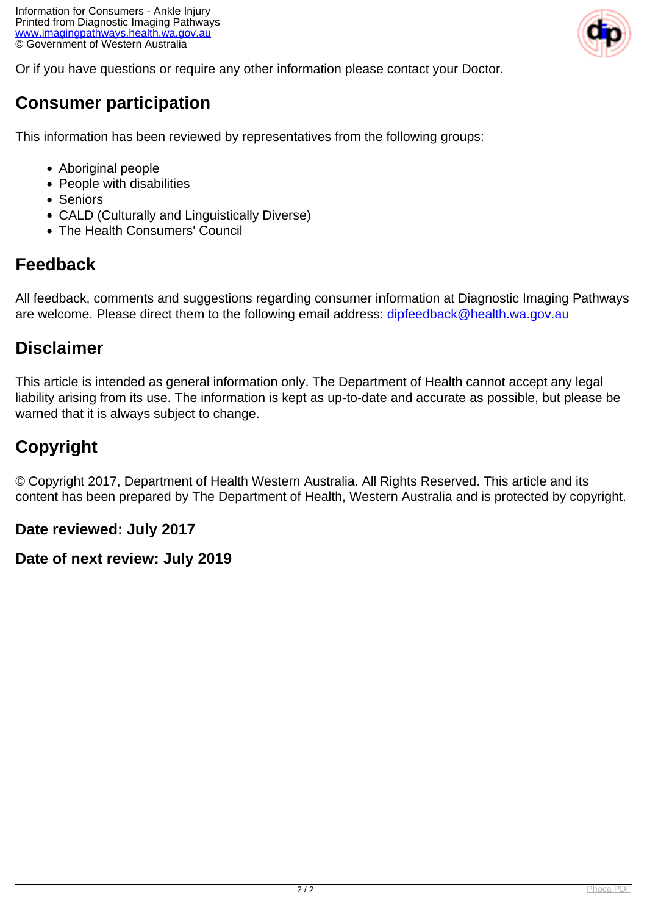Or if you have questions or require any other information please contact your Doctor.

## Consumer participation

This information has been reviewed by representatives from the following groups:

- Aboriginal people
- People with disabilities
- Seniors
- CALD (Culturally and Linguistically Diverse)
- The Health Consumers' Council

## Feedback

All feedback, comments and suggestions regarding consumer information at Diagnostic Imaging Pathways are welcome. Please direct them to the following email address: dipfeedback@health.wa.gov.au

## Disclaimer

This article is intended as general information only. The Department of Health cannot accept any legal liability arising from its use. The information is kept as up-to-date and accurate as possible, but please be warned that it is always subject to change.

## Copyright

© Copyright 2017, Department of Health Western Australia. All Rights Reserved. This article and its content has been prepared by The Department of Health, Western Australia and is protected by copyright.

**Date reviewed: July 2017**

**Date of next review: July 2019**